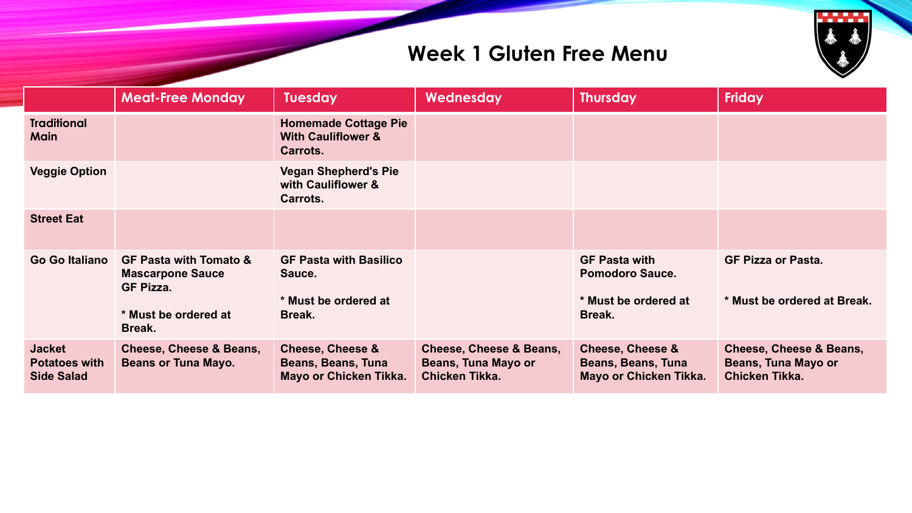# Week 1 Gluten Free Menu

| | Meat-Free Monday | Tuesday | Wednesday | Thursday | Friday |
|---|---|---|---|---|---|
| **Traditional Main** | | Homemade Cottage Pie With Cauliflower & Carrots. | | | |
| **Veggie Option** | | Vegan Shepherd's Pie with Cauliflower & Carrots. | | | |
| **Street Eat** | | | | | |
| **Go Go Italiano** | GF Pasta with Tomato & Mascarpone Sauce GF Pizza. * Must be ordered at Break. | GF Pasta with Basilico Sauce. * Must be ordered at Break. | | GF Pasta with Pomodoro Sauce. * Must be ordered at Break. | GF Pizza or Pasta. * Must be ordered at Break. |
| **Jacket Potatoes with Side Salad** | Cheese, Cheese & Beans, Beans or Tuna Mayo. | Cheese, Cheese & Beans, Beans, Tuna Mayo or Chicken Tikka. | Cheese, Cheese & Beans, Beans, Tuna Mayo or Chicken Tikka. | Cheese, Cheese & Beans, Beans, Tuna Mayo or Chicken Tikka. | Cheese, Cheese & Beans, Beans, Tuna Mayo or Chicken Tikka. |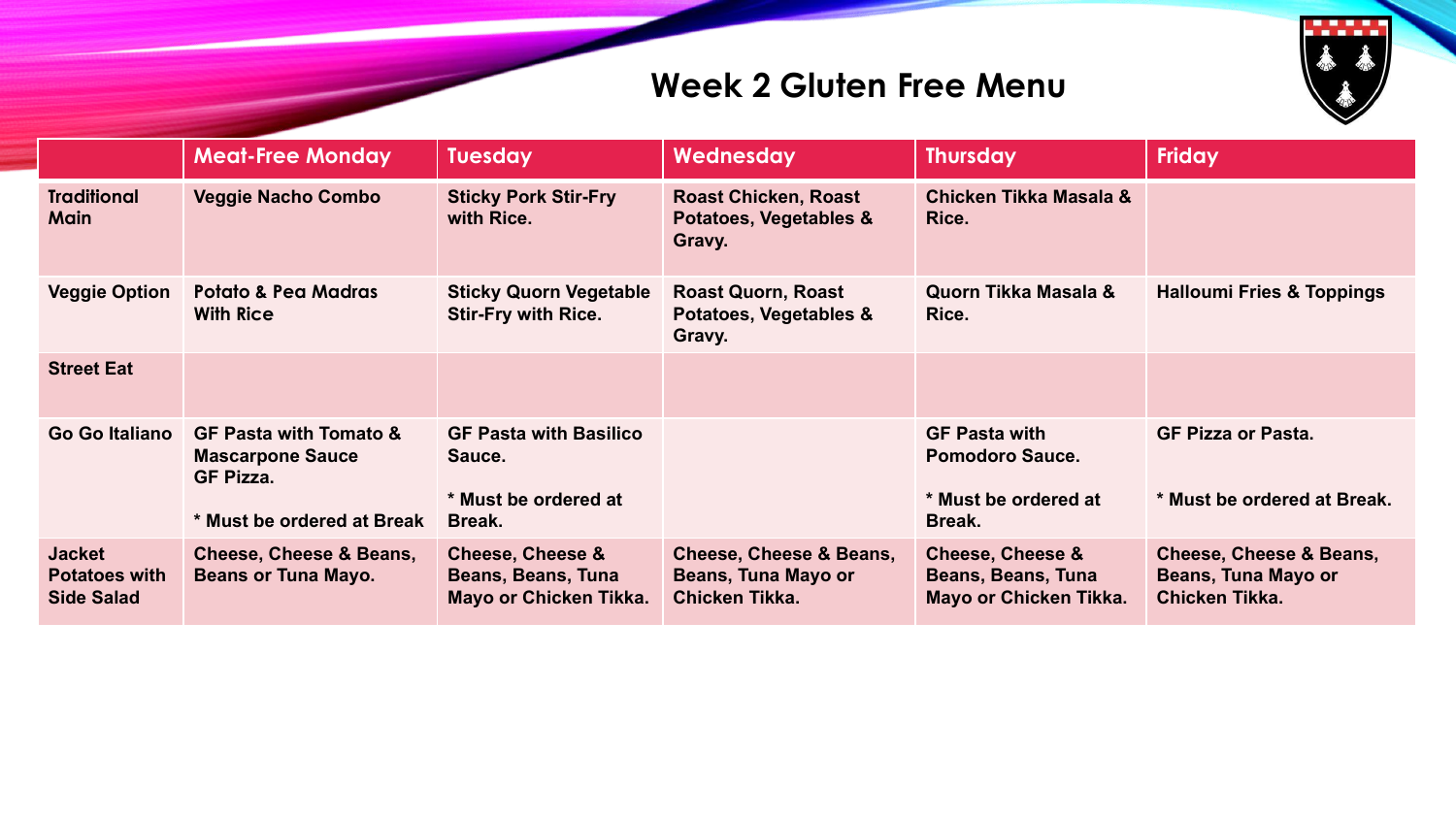# Week 2 Gluten Free Menu

| | Meat-Free Monday | Tuesday | Wednesday | Thursday | Friday |
|---|---|---|---|---|---|
| Traditional Main | Veggie Nacho Combo | Sticky Pork Stir-Fry with Rice. | Roast Chicken, Roast Potatoes, Vegetables & Gravy. | Chicken Tikka Masala & Rice. | |
| Veggie Option | Potato & Pea Madras With Rice | Sticky Quorn Vegetable Stir-Fry with Rice. | Roast Quorn, Roast Potatoes, Vegetables & Gravy. | Quorn Tikka Masala & Rice. | Halloumi Fries & Toppings |
| Street Eat | | | | | |
| Go Go Italiano | GF Pasta with Tomato & Mascarpone Sauce<br>GF Pizza.<br><br>* Must be ordered at Break | GF Pasta with Basilico Sauce.<br><br>* Must be ordered at Break. | | GF Pasta with Pomodoro Sauce.<br><br>* Must be ordered at Break. | GF Pizza or Pasta.<br><br>* Must be ordered at Break. |
| Jacket Potatoes with Side Salad | Cheese, Cheese & Beans, Beans or Tuna Mayo. | Cheese, Cheese & Beans, Beans, Tuna Mayo or Chicken Tikka. | Cheese, Cheese & Beans, Beans, Tuna Mayo or Chicken Tikka. | Cheese, Cheese & Beans, Beans, Tuna Mayo or Chicken Tikka. | Cheese, Cheese & Beans, Beans, Tuna Mayo or Chicken Tikka. |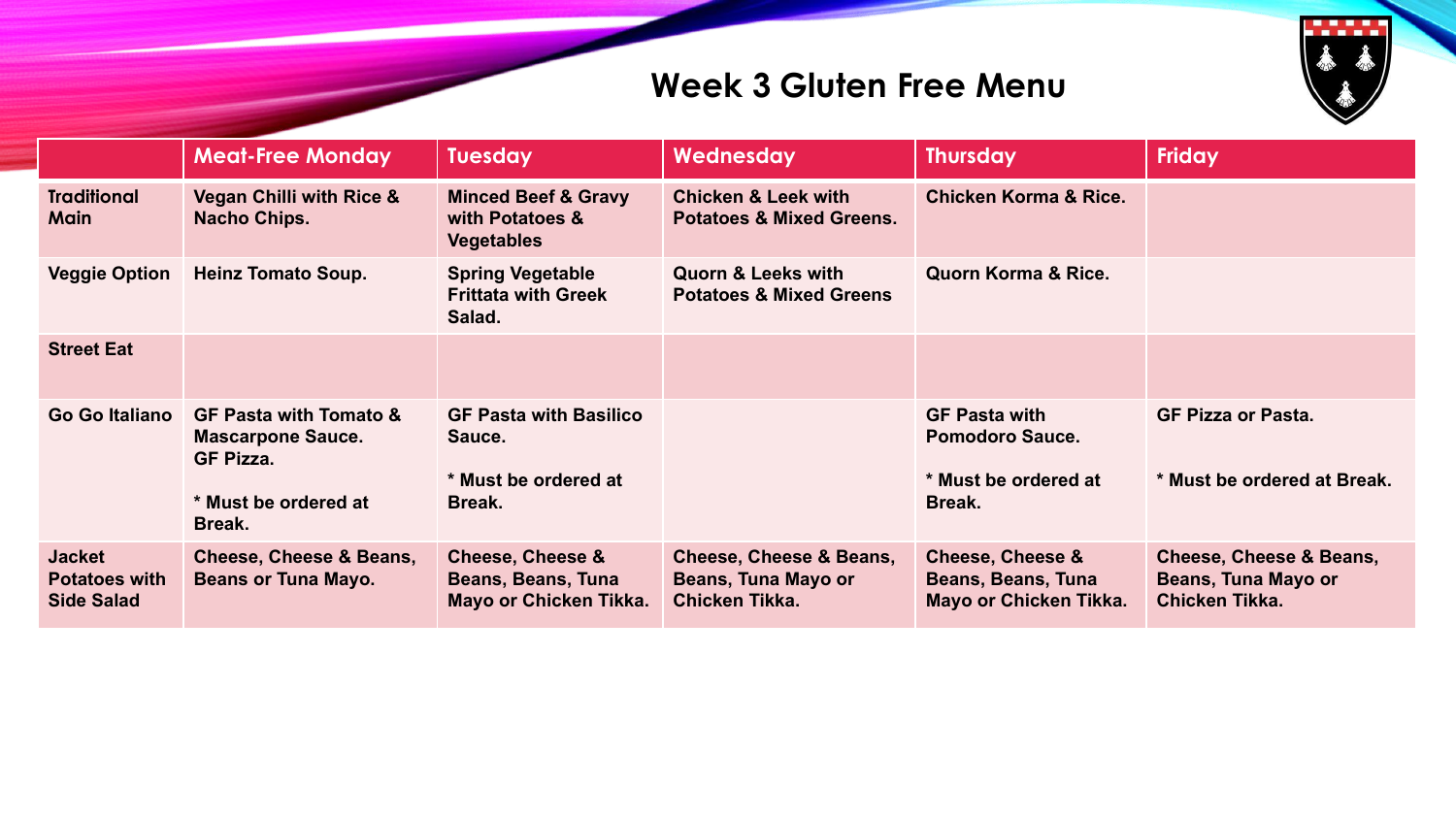# Week 3 Gluten Free Menu

| | Meat-Free Monday | Tuesday | Wednesday | Thursday | Friday |
|---|---|---|---|---|---|
| **Traditional Main** | **Vegan Chilli with Rice & Nacho Chips.** | **Minced Beef & Gravy with Potatoes & Vegetables** | **Chicken & Leek with Potatoes & Mixed Greens.** | **Chicken Korma & Rice.** | |
| **Veggie Option** | **Heinz Tomato Soup.** | **Spring Vegetable Frittata with Greek Salad.** | **Quorn & Leeks with Potatoes & Mixed Greens** | **Quorn Korma & Rice.** | |
| **Street Eat** | | | | | |
| **Go Go Italiano** | **GF Pasta with Tomato & Mascarpone Sauce.**<br>**GF Pizza.**<br><br>**\* Must be ordered at Break.** | **GF Pasta with Basilico Sauce.**<br><br>**\* Must be ordered at Break.** | | **GF Pasta with Pomodoro Sauce.**<br><br>**\* Must be ordered at Break.** | **GF Pizza or Pasta.**<br><br>**\* Must be ordered at Break.** |
| **Jacket Potatoes with Side Salad** | **Cheese, Cheese & Beans, Beans or Tuna Mayo.** | **Cheese, Cheese & Beans, Beans, Tuna Mayo or Chicken Tikka.** | **Cheese, Cheese & Beans, Beans, Tuna Mayo or Chicken Tikka.** | **Cheese, Cheese & Beans, Beans, Tuna Mayo or Chicken Tikka.** | **Cheese, Cheese & Beans, Beans, Tuna Mayo or Chicken Tikka.** |